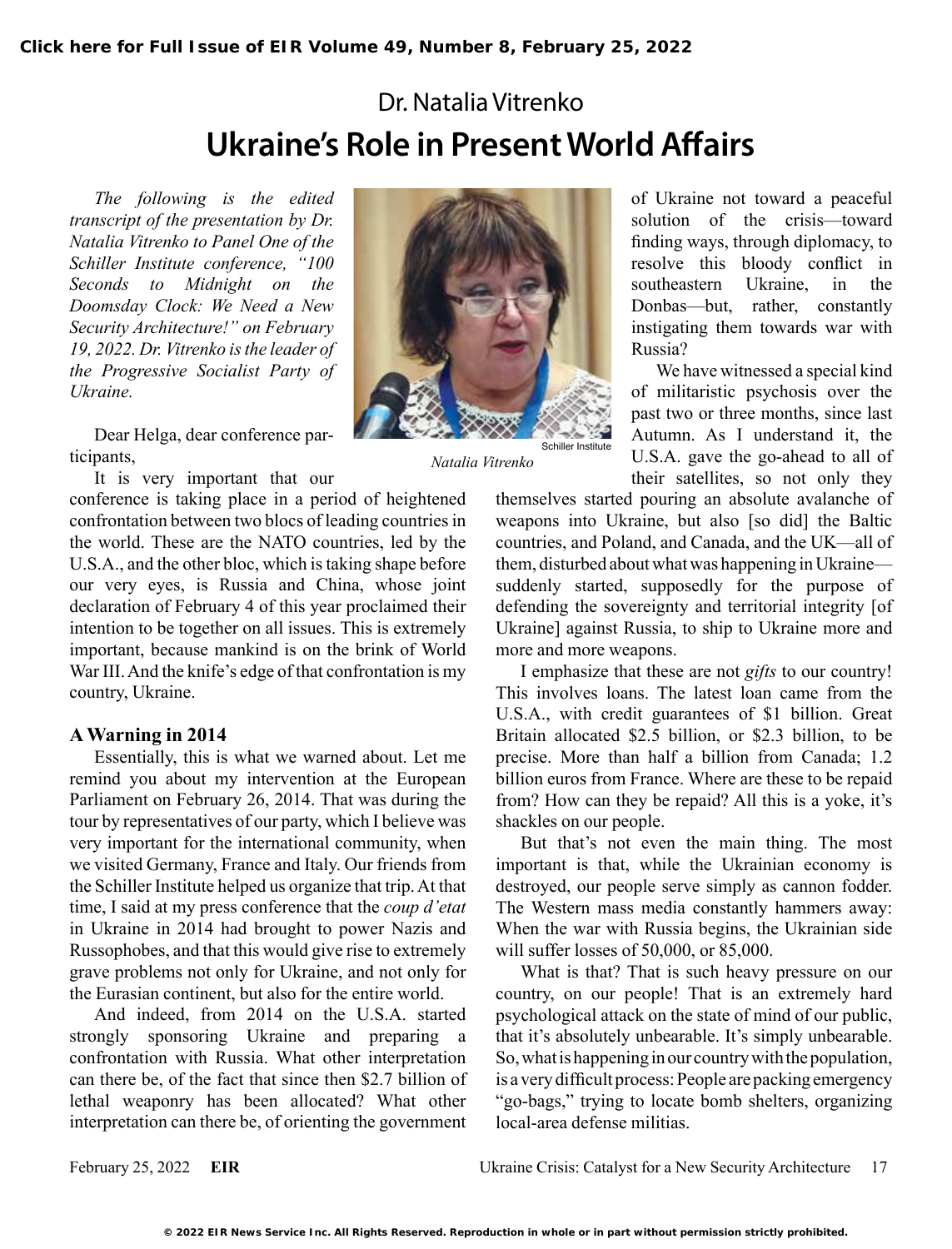Dr. Natalia Vitrenko

# Ukraine's Role in Present World Affairs

*The following is the edited transcript of the presentation by Dr. Natalia Vitrenko to Panel One of the Schiller Institute conference, "100 Seconds to Midnight on the Doomsday Clock: We Need a New Security Architecture!" on February 19, 2022. Dr. Vitrenko is the leader of the Progressive Socialist Party of Ukraine.*

Schiller Institute
*Natalia Vitrenko*

Dear Helga, dear conference participants,

It is very important that our conference is taking place in a period of heightened confrontation between two blocs of leading countries in the world. These are the NATO countries, led by the U.S.A., and the other bloc, which is taking shape before our very eyes, is Russia and China, whose joint declaration of February 4 of this year proclaimed their intention to be together on all issues. This is extremely important, because mankind is on the brink of World War III. And the knife's edge of that confrontation is my country, Ukraine.

## A Warning in 2014

Essentially, this is what we warned about. Let me remind you about my intervention at the European Parliament on February 26, 2014. That was during the tour by representatives of our party, which I believe was very important for the international community, when we visited Germany, France and Italy. Our friends from the Schiller Institute helped us organize that trip. At that time, I said at my press conference that the *coup d'etat* in Ukraine in 2014 had brought to power Nazis and Russophobes, and that this would give rise to extremely grave problems not only for Ukraine, and not only for the Eurasian continent, but also for the entire world.

And indeed, from 2014 on the U.S.A. started strongly sponsoring Ukraine and preparing a confrontation with Russia. What other interpretation can there be, of the fact that since then $2.7 billion of lethal weaponry has been allocated? What other interpretation can there be, of orienting the government of Ukraine not toward a peaceful solution of the crisis—toward finding ways, through diplomacy, to resolve this bloody conflict in southeastern Ukraine, in the Donbas—but, rather, constantly instigating them towards war with Russia?

We have witnessed a special kind of militaristic psychosis over the past two or three months, since last Autumn. As I understand it, the U.S.A. gave the go-ahead to all of their satellites, so not only they themselves started pouring an absolute avalanche of weapons into Ukraine, but also [so did] the Baltic countries, and Poland, and Canada, and the UK—all of them, disturbed about what was happening in Ukraine—suddenly started, supposedly for the purpose of defending the sovereignty and territorial integrity [of Ukraine] against Russia, to ship to Ukraine more and more and more weapons.

I emphasize that these are not *gifts* to our country! This involves loans. The latest loan came from the U.S.A., with credit guarantees of $1 billion. Great Britain allocated $2.5 billion, or $2.3 billion, to be precise. More than half a billion from Canada; 1.2 billion euros from France. Where are these to be repaid from? How can they be repaid? All this is a yoke, it's shackles on our people.

But that's not even the main thing. The most important is that, while the Ukrainian economy is destroyed, our people serve simply as cannon fodder. The Western mass media constantly hammers away: When the war with Russia begins, the Ukrainian side will suffer losses of 50,000, or 85,000.

What is that? That is such heavy pressure on our country, on our people! That is an extremely hard psychological attack on the state of mind of our public, that it's absolutely unbearable. It's simply unbearable. So, what is happening in our country with the population, is a very difficult process: People are packing emergency "go-bags," trying to locate bomb shelters, organizing local-area defense militias.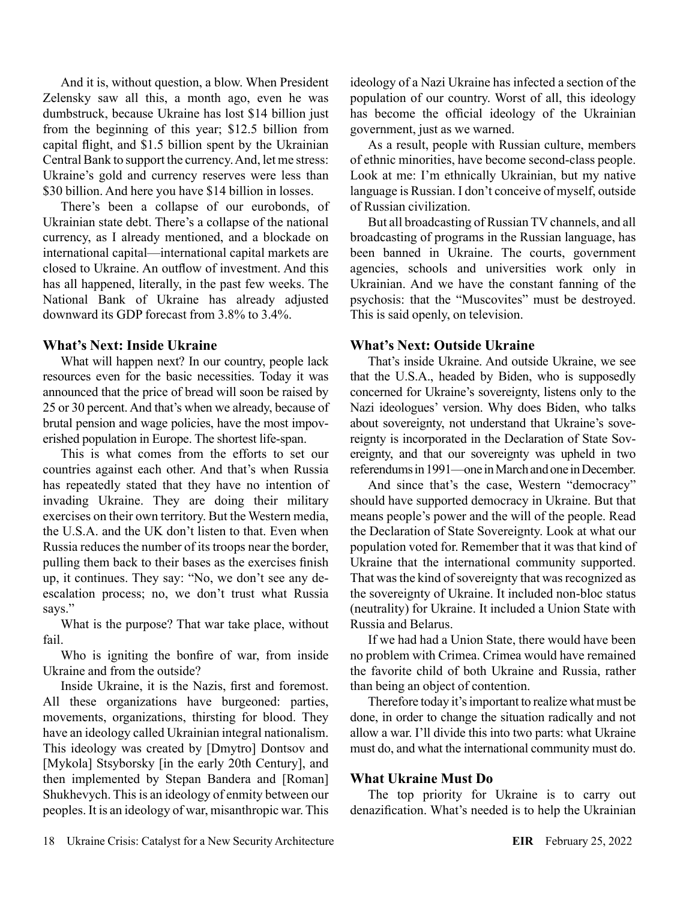And it is, without question, a blow. When President Zelensky saw all this, a month ago, even he was dumbstruck, because Ukraine has lost $14 billion just from the beginning of this year; $12.5 billion from capital flight, and $1.5 billion spent by the Ukrainian Central Bank to support the currency. And, let me stress: Ukraine's gold and currency reserves were less than $30 billion. And here you have $14 billion in losses.

There's been a collapse of our eurobonds, of Ukrainian state debt. There's a collapse of the national currency, as I already mentioned, and a blockade on international capital—international capital markets are closed to Ukraine. An outflow of investment. And this has all happened, literally, in the past few weeks. The National Bank of Ukraine has already adjusted downward its GDP forecast from 3.8% to 3.4%.

## What's Next: Inside Ukraine

What will happen next? In our country, people lack resources even for the basic necessities. Today it was announced that the price of bread will soon be raised by 25 or 30 percent. And that's when we already, because of brutal pension and wage policies, have the most impoverished population in Europe. The shortest life-span.

This is what comes from the efforts to set our countries against each other. And that's when Russia has repeatedly stated that they have no intention of invading Ukraine. They are doing their military exercises on their own territory. But the Western media, the U.S.A. and the UK don't listen to that. Even when Russia reduces the number of its troops near the border, pulling them back to their bases as the exercises finish up, it continues. They say: "No, we don't see any de-escalation process; no, we don't trust what Russia says."

What is the purpose? That war take place, without fail.

Who is igniting the bonfire of war, from inside Ukraine and from the outside?

Inside Ukraine, it is the Nazis, first and foremost. All these organizations have burgeoned: parties, movements, organizations, thirsting for blood. They have an ideology called Ukrainian integral nationalism. This ideology was created by [Dmytro] Dontsov and [Mykola] Stsyborsky [in the early 20th Century], and then implemented by Stepan Bandera and [Roman] Shukhevych. This is an ideology of enmity between our peoples. It is an ideology of war, misanthropic war. This ideology of a Nazi Ukraine has infected a section of the population of our country. Worst of all, this ideology has become the official ideology of the Ukrainian government, just as we warned.

As a result, people with Russian culture, members of ethnic minorities, have become second-class people. Look at me: I'm ethnically Ukrainian, but my native language is Russian. I don't conceive of myself, outside of Russian civilization.

But all broadcasting of Russian TV channels, and all broadcasting of programs in the Russian language, has been banned in Ukraine. The courts, government agencies, schools and universities work only in Ukrainian. And we have the constant fanning of the psychosis: that the "Muscovites" must be destroyed. This is said openly, on television.

## What's Next: Outside Ukraine

That's inside Ukraine. And outside Ukraine, we see that the U.S.A., headed by Biden, who is supposedly concerned for Ukraine's sovereignty, listens only to the Nazi ideologues' version. Why does Biden, who talks about sovereignty, not understand that Ukraine's sovereignty is incorporated in the Declaration of State Sovereignty, and that our sovereignty was upheld in two referendums in 1991—one in March and one in December.

And since that's the case, Western "democracy" should have supported democracy in Ukraine. But that means people's power and the will of the people. Read the Declaration of State Sovereignty. Look at what our population voted for. Remember that it was that kind of Ukraine that the international community supported. That was the kind of sovereignty that was recognized as the sovereignty of Ukraine. It included non-bloc status (neutrality) for Ukraine. It included a Union State with Russia and Belarus.

If we had had a Union State, there would have been no problem with Crimea. Crimea would have remained the favorite child of both Ukraine and Russia, rather than being an object of contention.

Therefore today it's important to realize what must be done, in order to change the situation radically and not allow a war. I'll divide this into two parts: what Ukraine must do, and what the international community must do.

## What Ukraine Must Do

The top priority for Ukraine is to carry out denazification. What's needed is to help the Ukrainian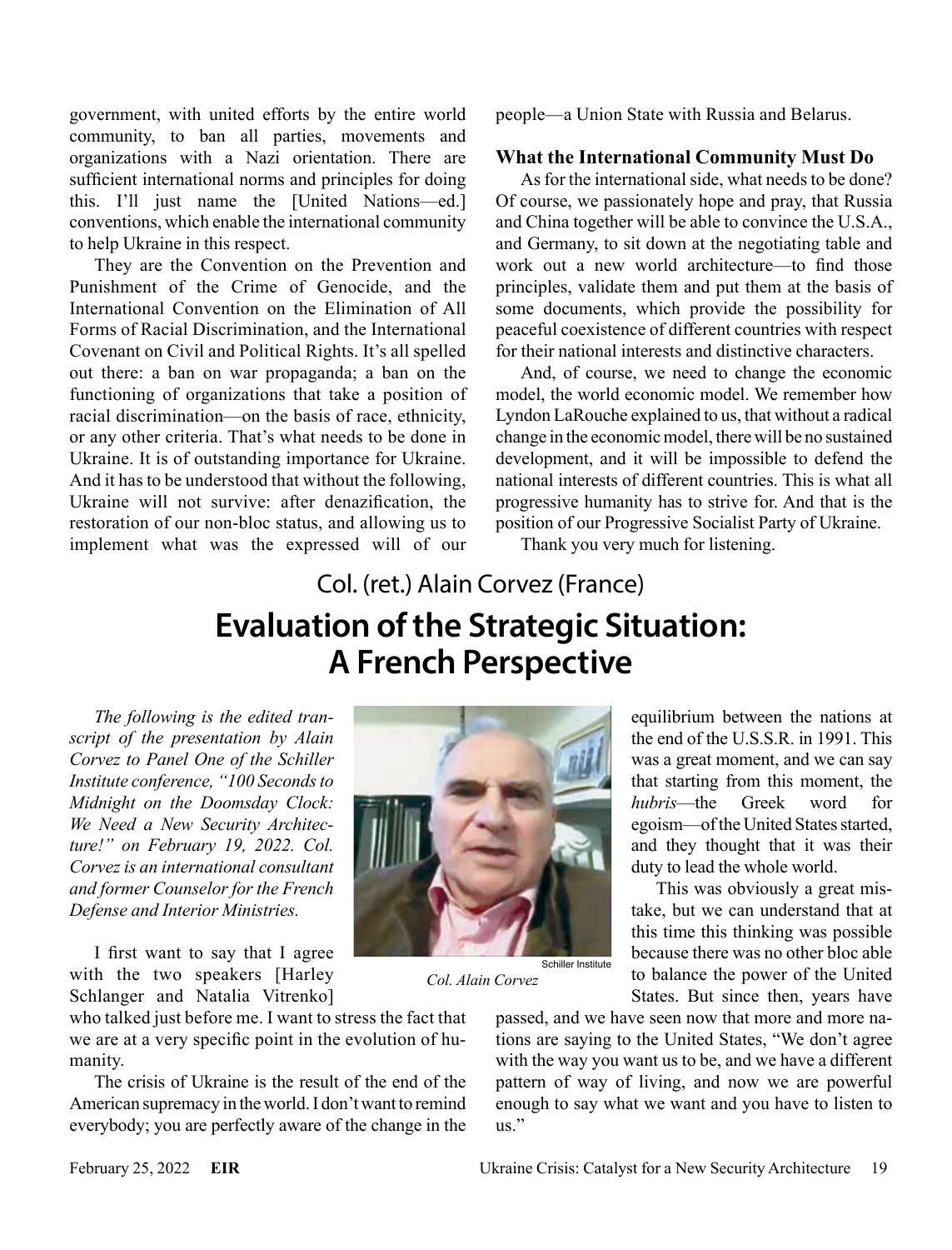government, with united efforts by the entire world community, to ban all parties, movements and organizations with a Nazi orientation. There are sufficient international norms and principles for doing this. I'll just name the [United Nations—ed.] conventions, which enable the international community to help Ukraine in this respect.

They are the Convention on the Prevention and Punishment of the Crime of Genocide, and the International Convention on the Elimination of All Forms of Racial Discrimination, and the International Covenant on Civil and Political Rights. It's all spelled out there: a ban on war propaganda; a ban on the functioning of organizations that take a position of racial discrimination—on the basis of race, ethnicity, or any other criteria. That's what needs to be done in Ukraine. It is of outstanding importance for Ukraine. And it has to be understood that without the following, Ukraine will not survive: after denazification, the restoration of our non-bloc status, and allowing us to implement what was the expressed will of our people—a Union State with Russia and Belarus.

### What the International Community Must Do

As for the international side, what needs to be done? Of course, we passionately hope and pray, that Russia and China together will be able to convince the U.S.A., and Germany, to sit down at the negotiating table and work out a new world architecture—to find those principles, validate them and put them at the basis of some documents, which provide the possibility for peaceful coexistence of different countries with respect for their national interests and distinctive characters.

And, of course, we need to change the economic model, the world economic model. We remember how Lyndon LaRouche explained to us, that without a radical change in the economic model, there will be no sustained development, and it will be impossible to defend the national interests of different countries. This is what all progressive humanity has to strive for. And that is the position of our Progressive Socialist Party of Ukraine.

Thank you very much for listening.

## Col. (ret.) Alain Corvez (France)

# Evaluation of the Strategic Situation: A French Perspective

*The following is the edited transcript of the presentation by Alain Corvez to Panel One of the Schiller Institute conference, "100 Seconds to Midnight on the Doomsday Clock: We Need a New Security Architecture!" on February 19, 2022. Col. Corvez is an international consultant and former Counselor for the French Defense and Interior Ministries.*

Schiller Institute

*Col. Alain Corvez*

I first want to say that I agree with the two speakers [Harley Schlanger and Natalia Vitrenko] who talked just before me. I want to stress the fact that we are at a very specific point in the evolution of humanity.

The crisis of Ukraine is the result of the end of the American supremacy in the world. I don't want to remind everybody; you are perfectly aware of the change in the equilibrium between the nations at the end of the U.S.S.R. in 1991. This was a great moment, and we can say that starting from this moment, the *hubris*—the Greek word for egoism—of the United States started, and they thought that it was their duty to lead the whole world.

This was obviously a great mistake, but we can understand that at this time this thinking was possible because there was no other bloc able to balance the power of the United States. But since then, years have passed, and we have seen now that more and more nations are saying to the United States, "We don't agree with the way you want us to be, and we have a different pattern of way of living, and now we are powerful enough to say what we want and you have to listen to us."